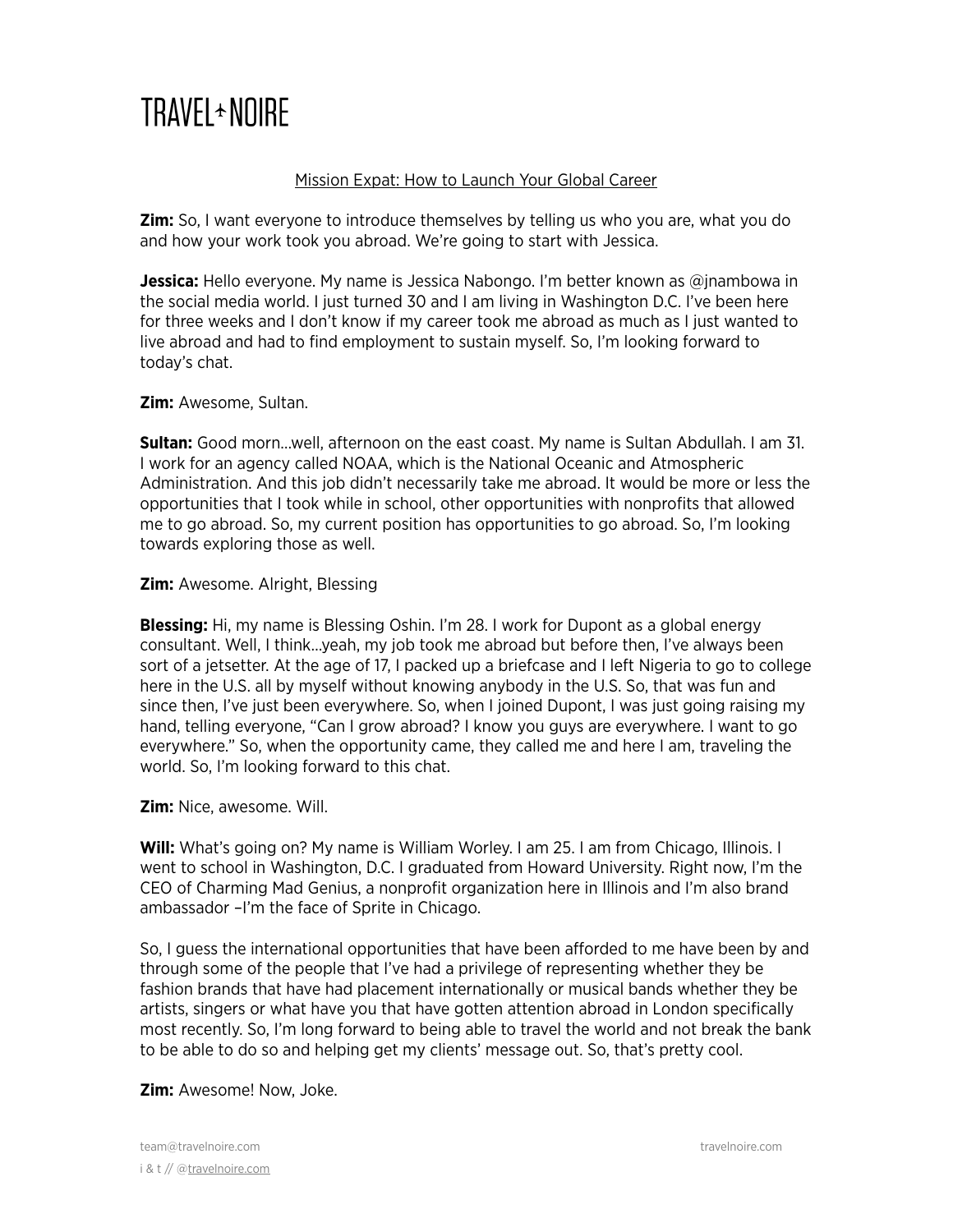# TRAVEL NOIRE

## Mission Expat: How to Launch Your Global Career

**Zim:** So, I want everyone to introduce themselves by telling us who you are, what you do and how your work took you abroad. We're going to start with Jessica.

**Jessica:** Hello everyone. My name is Jessica Nabongo. I'm better known as @jnambowa in the social media world. I just turned 30 and I am living in Washington D.C. I've been here for three weeks and I don't know if my career took me abroad as much as I just wanted to live abroad and had to find employment to sustain myself. So, I'm looking forward to today's chat.

**Zim:** Awesome, Sultan.

**Sultan:** Good morn…well, afternoon on the east coast. My name is Sultan Abdullah. I am 31. I work for an agency called NOAA, which is the National Oceanic and Atmospheric Administration. And this job didn't necessarily take me abroad. It would be more or less the opportunities that I took while in school, other opportunities with nonprofits that allowed me to go abroad. So, my current position has opportunities to go abroad. So, I'm looking towards exploring those as well.

**Zim:** Awesome. Alright, Blessing

**Blessing:** Hi, my name is Blessing Oshin. I'm 28. I work for Dupont as a global energy consultant. Well, I think…yeah, my job took me abroad but before then, I've always been sort of a jetsetter. At the age of 17, I packed up a briefcase and I left Nigeria to go to college here in the U.S. all by myself without knowing anybody in the U.S. So, that was fun and since then, I've just been everywhere. So, when I joined Dupont, I was just going raising my hand, telling everyone, "Can I grow abroad? I know you guys are everywhere. I want to go everywhere." So, when the opportunity came, they called me and here I am, traveling the world. So, I'm looking forward to this chat.

**Zim:** Nice, awesome. Will.

**Will:** What's going on? My name is William Worley. I am 25. I am from Chicago, Illinois. I went to school in Washington, D.C. I graduated from Howard University. Right now, I'm the CEO of Charming Mad Genius, a nonprofit organization here in Illinois and I'm also brand ambassador –I'm the face of Sprite in Chicago.

So, I guess the international opportunities that have been afforded to me have been by and through some of the people that I've had a privilege of representing whether they be fashion brands that have had placement internationally or musical bands whether they be artists, singers or what have you that have gotten attention abroad in London specifically most recently. So, I'm long forward to being able to travel the world and not break the bank to be able to do so and helping get my clients' message out. So, that's pretty cool.

**Zim:** Awesome! Now, Joke.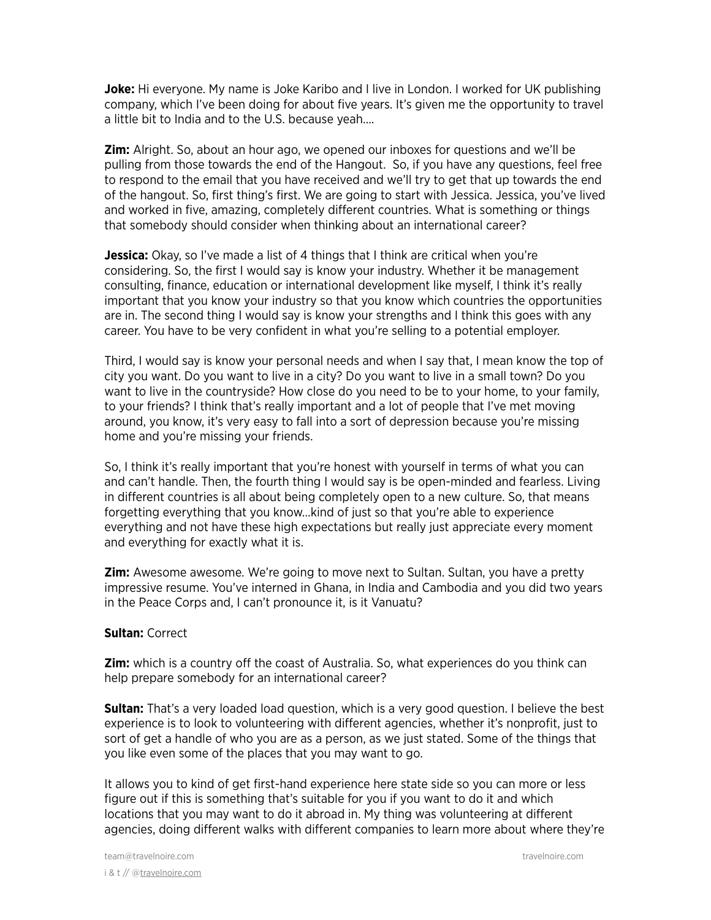**Joke:** Hi everyone. My name is Joke Karibo and I live in London. I worked for UK publishing company, which I've been doing for about five years. It's given me the opportunity to travel a little bit to India and to the U.S. because yeah….

**Zim:** Alright. So, about an hour ago, we opened our inboxes for questions and we'll be pulling from those towards the end of the Hangout. So, if you have any questions, feel free to respond to the email that you have received and we'll try to get that up towards the end of the hangout. So, first thing's first. We are going to start with Jessica. Jessica, you've lived and worked in five, amazing, completely different countries. What is something or things that somebody should consider when thinking about an international career?

**Jessica:** Okay, so I've made a list of 4 things that I think are critical when you're considering. So, the first I would say is know your industry. Whether it be management consulting, finance, education or international development like myself, I think it's really important that you know your industry so that you know which countries the opportunities are in. The second thing I would say is know your strengths and I think this goes with any career. You have to be very confident in what you're selling to a potential employer.

Third, I would say is know your personal needs and when I say that, I mean know the top of city you want. Do you want to live in a city? Do you want to live in a small town? Do you want to live in the countryside? How close do you need to be to your home, to your family, to your friends? I think that's really important and a lot of people that I've met moving around, you know, it's very easy to fall into a sort of depression because you're missing home and you're missing your friends.

So, I think it's really important that you're honest with yourself in terms of what you can and can't handle. Then, the fourth thing I would say is be open-minded and fearless. Living in different countries is all about being completely open to a new culture. So, that means forgetting everything that you know…kind of just so that you're able to experience everything and not have these high expectations but really just appreciate every moment and everything for exactly what it is.

**Zim:** Awesome awesome. We're going to move next to Sultan. Sultan, you have a pretty impressive resume. You've interned in Ghana, in India and Cambodia and you did two years in the Peace Corps and, I can't pronounce it, is it Vanuatu?

**Sultan:** Correct

**Zim:** which is a country off the coast of Australia. So, what experiences do you think can help prepare somebody for an international career?

**Sultan:** That's a very loaded load question, which is a very good question. I believe the best experience is to look to volunteering with different agencies, whether it's nonprofit, just to sort of get a handle of who you are as a person, as we just stated. Some of the things that you like even some of the places that you may want to go.

It allows you to kind of get first-hand experience here state side so you can more or less figure out if this is something that's suitable for you if you want to do it and which locations that you may want to do it abroad in. My thing was volunteering at different agencies, doing different walks with different companies to learn more about where they're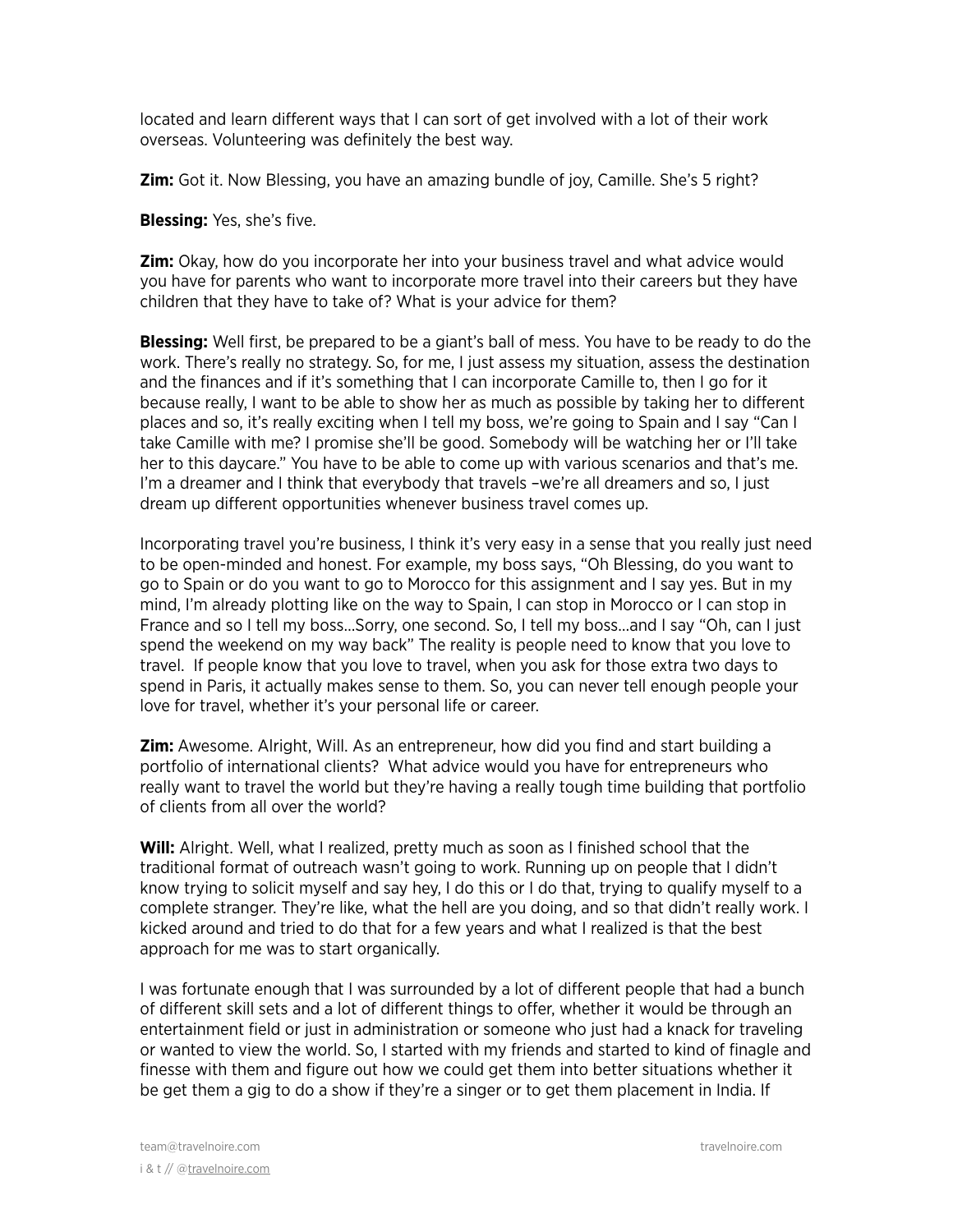located and learn different ways that I can sort of get involved with a lot of their work overseas. Volunteering was definitely the best way.

**Zim:** Got it. Now Blessing, you have an amazing bundle of joy, Camille. She's 5 right?

**Blessing:** Yes, she's five.

**Zim:** Okay, how do you incorporate her into your business travel and what advice would you have for parents who want to incorporate more travel into their careers but they have children that they have to take of? What is your advice for them?

**Blessing:** Well first, be prepared to be a giant's ball of mess. You have to be ready to do the work. There's really no strategy. So, for me, I just assess my situation, assess the destination and the finances and if it's something that I can incorporate Camille to, then I go for it because really, I want to be able to show her as much as possible by taking her to different places and so, it's really exciting when I tell my boss, we're going to Spain and I say "Can I take Camille with me? I promise she'll be good. Somebody will be watching her or I'll take her to this daycare." You have to be able to come up with various scenarios and that's me. I'm a dreamer and I think that everybody that travels –we're all dreamers and so, I just dream up different opportunities whenever business travel comes up.

Incorporating travel you're business, I think it's very easy in a sense that you really just need to be open-minded and honest. For example, my boss says, "Oh Blessing, do you want to go to Spain or do you want to go to Morocco for this assignment and I say yes. But in my mind, I'm already plotting like on the way to Spain, I can stop in Morocco or I can stop in France and so I tell my boss…Sorry, one second. So, I tell my boss…and I say "Oh, can I just spend the weekend on my way back" The reality is people need to know that you love to travel. If people know that you love to travel, when you ask for those extra two days to spend in Paris, it actually makes sense to them. So, you can never tell enough people your love for travel, whether it's your personal life or career.

**Zim:** Awesome. Alright, Will. As an entrepreneur, how did you find and start building a portfolio of international clients? What advice would you have for entrepreneurs who really want to travel the world but they're having a really tough time building that portfolio of clients from all over the world?

**Will:** Alright. Well, what I realized, pretty much as soon as I finished school that the traditional format of outreach wasn't going to work. Running up on people that I didn't know trying to solicit myself and say hey, I do this or I do that, trying to qualify myself to a complete stranger. They're like, what the hell are you doing, and so that didn't really work. I kicked around and tried to do that for a few years and what I realized is that the best approach for me was to start organically.

I was fortunate enough that I was surrounded by a lot of different people that had a bunch of different skill sets and a lot of different things to offer, whether it would be through an entertainment field or just in administration or someone who just had a knack for traveling or wanted to view the world. So, I started with my friends and started to kind of finagle and finesse with them and figure out how we could get them into better situations whether it be get them a gig to do a show if they're a singer or to get them placement in India. If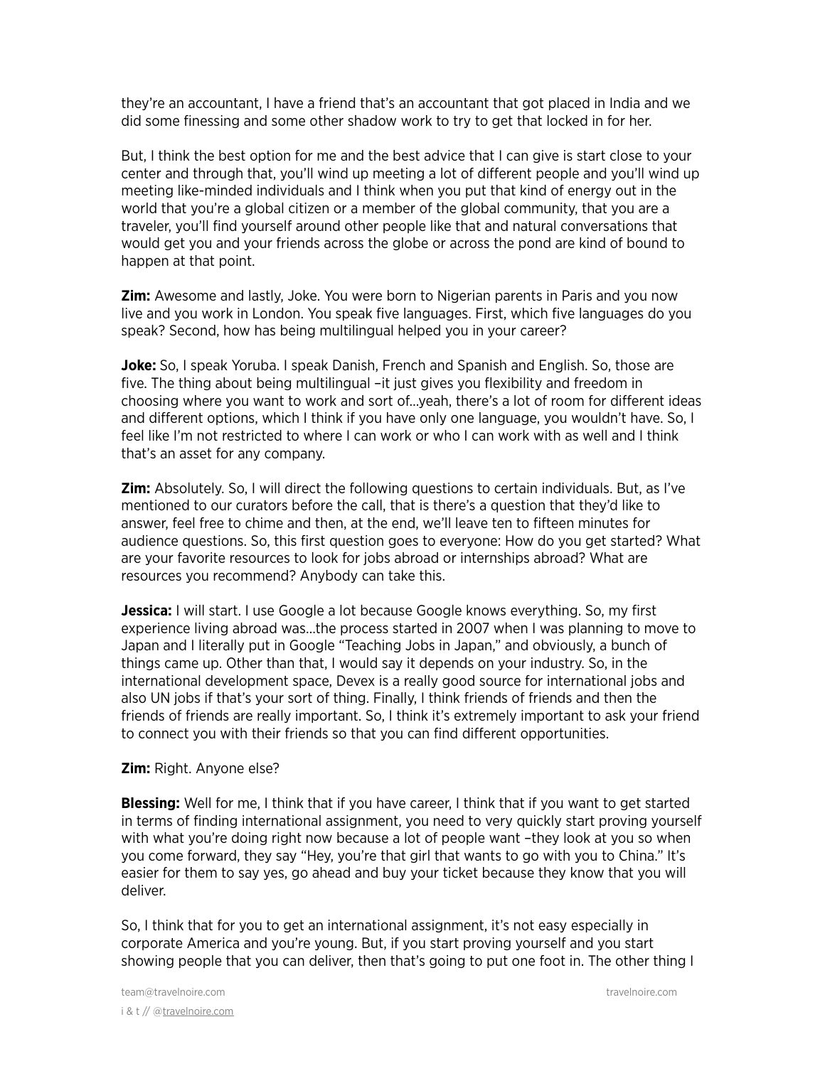they're an accountant, I have a friend that's an accountant that got placed in India and we did some finessing and some other shadow work to try to get that locked in for her.

But, I think the best option for me and the best advice that I can give is start close to your center and through that, you'll wind up meeting a lot of different people and you'll wind up meeting like-minded individuals and I think when you put that kind of energy out in the world that you're a global citizen or a member of the global community, that you are a traveler, you'll find yourself around other people like that and natural conversations that would get you and your friends across the globe or across the pond are kind of bound to happen at that point.

**Zim:** Awesome and lastly, Joke. You were born to Nigerian parents in Paris and you now live and you work in London. You speak five languages. First, which five languages do you speak? Second, how has being multilingual helped you in your career?

**Joke:** So, I speak Yoruba. I speak Danish, French and Spanish and English. So, those are five. The thing about being multilingual –it just gives you flexibility and freedom in choosing where you want to work and sort of...yeah, there's a lot of room for different ideas and different options, which I think if you have only one language, you wouldn't have. So, I feel like I'm not restricted to where I can work or who I can work with as well and I think that's an asset for any company.

**Zim:** Absolutely. So, I will direct the following questions to certain individuals. But, as I've mentioned to our curators before the call, that is there's a question that they'd like to answer, feel free to chime and then, at the end, we'll leave ten to fifteen minutes for audience questions. So, this first question goes to everyone: How do you get started? What are your favorite resources to look for jobs abroad or internships abroad? What are resources you recommend? Anybody can take this.

**Jessica:** I will start. I use Google a lot because Google knows everything. So, my first experience living abroad was...the process started in 2007 when I was planning to move to Japan and I literally put in Google "Teaching Jobs in Japan," and obviously, a bunch of things came up. Other than that, I would say it depends on your industry. So, in the international development space, Devex is a really good source for international jobs and also UN jobs if that's your sort of thing. Finally, I think friends of friends and then the friends of friends are really important. So, I think it's extremely important to ask your friend to connect you with their friends so that you can find different opportunities.

**Zim:** Right. Anyone else?

**Blessing:** Well for me, I think that if you have career, I think that if you want to get started in terms of finding international assignment, you need to very quickly start proving yourself with what you're doing right now because a lot of people want –they look at you so when you come forward, they say "Hey, you're that girl that wants to go with you to China." It's easier for them to say yes, go ahead and buy your ticket because they know that you will deliver.

So, I think that for you to get an international assignment, it's not easy especially in corporate America and you're young. But, if you start proving yourself and you start showing people that you can deliver, then that's going to put one foot in. The other thing I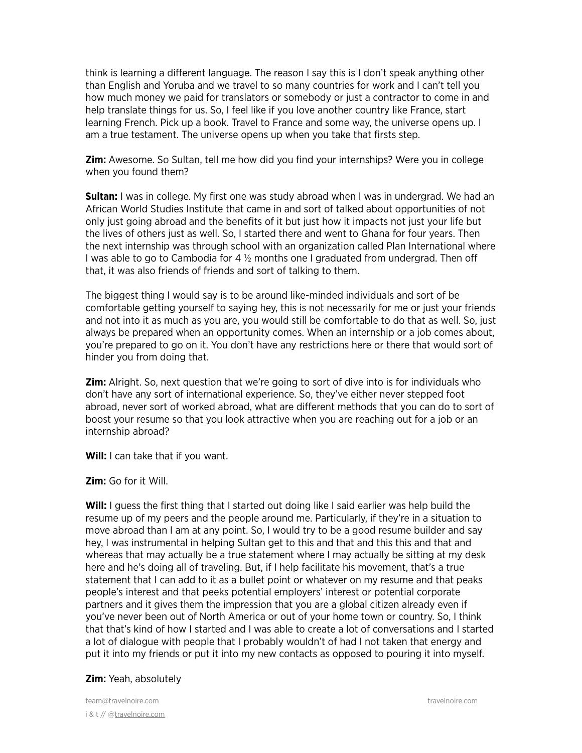think is learning a different language. The reason I say this is I don't speak anything other than English and Yoruba and we travel to so many countries for work and I can't tell you how much money we paid for translators or somebody or just a contractor to come in and help translate things for us. So, I feel like if you love another country like France, start learning French. Pick up a book. Travel to France and some way, the universe opens up. I am a true testament. The universe opens up when you take that firsts step.

**Zim:** Awesome. So Sultan, tell me how did you find your internships? Were you in college when you found them?

**Sultan:** I was in college. My first one was study abroad when I was in undergrad. We had an African World Studies Institute that came in and sort of talked about opportunities of not only just going abroad and the benefits of it but just how it impacts not just your life but the lives of others just as well. So, I started there and went to Ghana for four years. Then the next internship was through school with an organization called Plan International where I was able to go to Cambodia for 4 ½ months one I graduated from undergrad. Then off that, it was also friends of friends and sort of talking to them.

The biggest thing I would say is to be around like-minded individuals and sort of be comfortable getting yourself to saying hey, this is not necessarily for me or just your friends and not into it as much as you are, you would still be comfortable to do that as well. So, just always be prepared when an opportunity comes. When an internship or a job comes about, you're prepared to go on it. You don't have any restrictions here or there that would sort of hinder you from doing that.

**Zim:** Alright. So, next question that we're going to sort of dive into is for individuals who don't have any sort of international experience. So, they've either never stepped foot abroad, never sort of worked abroad, what are different methods that you can do to sort of boost your resume so that you look attractive when you are reaching out for a job or an internship abroad?

**Will:** I can take that if you want.

**Zim:** Go for it Will.

**Will:** I guess the first thing that I started out doing like I said earlier was help build the resume up of my peers and the people around me. Particularly, if they're in a situation to move abroad than I am at any point. So, I would try to be a good resume builder and say hey, I was instrumental in helping Sultan get to this and that and this this and that and whereas that may actually be a true statement where I may actually be sitting at my desk here and he's doing all of traveling. But, if I help facilitate his movement, that's a true statement that I can add to it as a bullet point or whatever on my resume and that peaks people's interest and that peeks potential employers' interest or potential corporate partners and it gives them the impression that you are a global citizen already even if you've never been out of North America or out of your home town or country. So, I think that that's kind of how I started and I was able to create a lot of conversations and I started a lot of dialogue with people that I probably wouldn't of had I not taken that energy and put it into my friends or put it into my new contacts as opposed to pouring it into myself.

**Zim:** Yeah, absolutely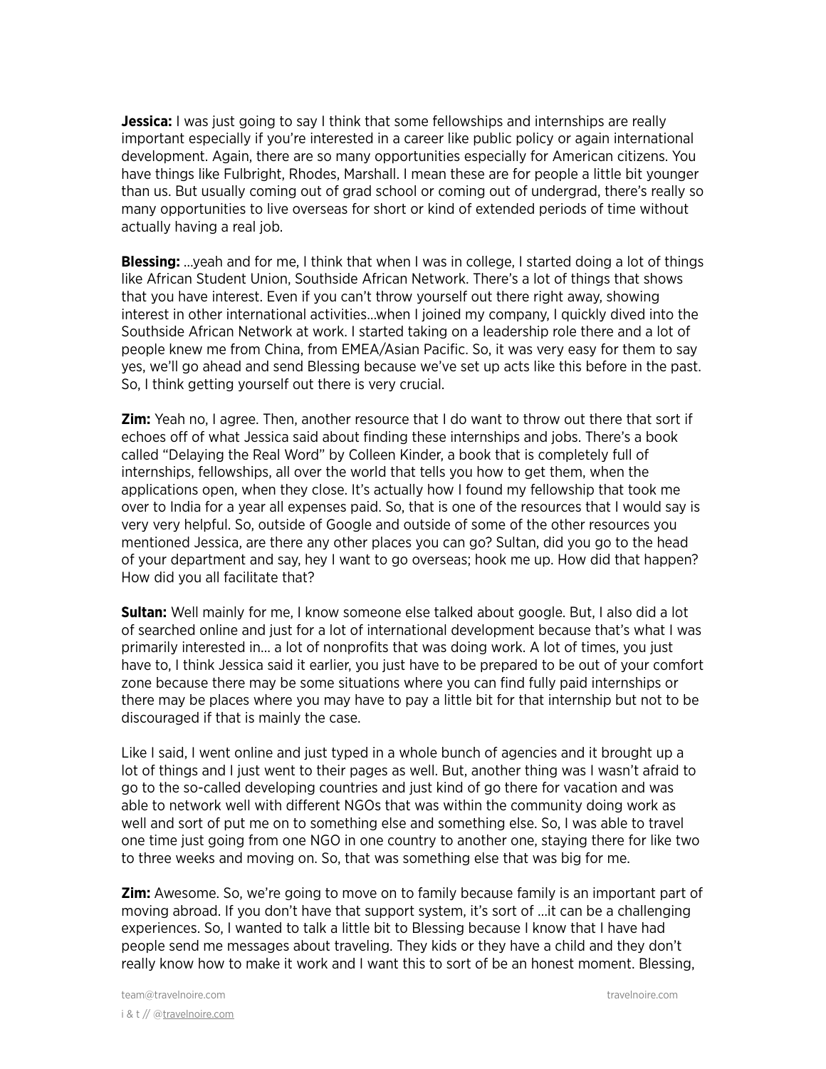**Jessica:** I was just going to say I think that some fellowships and internships are really important especially if you're interested in a career like public policy or again international development. Again, there are so many opportunities especially for American citizens. You have things like Fulbright, Rhodes, Marshall. I mean these are for people a little bit younger than us. But usually coming out of grad school or coming out of undergrad, there's really so many opportunities to live overseas for short or kind of extended periods of time without actually having a real job.

**Blessing:** …yeah and for me, I think that when I was in college, I started doing a lot of things like African Student Union, Southside African Network. There's a lot of things that shows that you have interest. Even if you can't throw yourself out there right away, showing interest in other international activities…when I joined my company, I quickly dived into the Southside African Network at work. I started taking on a leadership role there and a lot of people knew me from China, from EMEA/Asian Pacific. So, it was very easy for them to say yes, we'll go ahead and send Blessing because we've set up acts like this before in the past. So, I think getting yourself out there is very crucial.

**Zim:** Yeah no, I agree. Then, another resource that I do want to throw out there that sort if echoes off of what Jessica said about finding these internships and jobs. There's a book called "Delaying the Real Word" by Colleen Kinder, a book that is completely full of internships, fellowships, all over the world that tells you how to get them, when the applications open, when they close. It's actually how I found my fellowship that took me over to India for a year all expenses paid. So, that is one of the resources that I would say is very very helpful. So, outside of Google and outside of some of the other resources you mentioned Jessica, are there any other places you can go? Sultan, did you go to the head of your department and say, hey I want to go overseas; hook me up. How did that happen? How did you all facilitate that?

**Sultan:** Well mainly for me, I know someone else talked about google. But, I also did a lot of searched online and just for a lot of international development because that's what I was primarily interested in… a lot of nonprofits that was doing work. A lot of times, you just have to, I think Jessica said it earlier, you just have to be prepared to be out of your comfort zone because there may be some situations where you can find fully paid internships or there may be places where you may have to pay a little bit for that internship but not to be discouraged if that is mainly the case.

Like I said, I went online and just typed in a whole bunch of agencies and it brought up a lot of things and I just went to their pages as well. But, another thing was I wasn't afraid to go to the so-called developing countries and just kind of go there for vacation and was able to network well with different NGOs that was within the community doing work as well and sort of put me on to something else and something else. So, I was able to travel one time just going from one NGO in one country to another one, staying there for like two to three weeks and moving on. So, that was something else that was big for me.

**Zim:** Awesome. So, we're going to move on to family because family is an important part of moving abroad. If you don't have that support system, it's sort of …it can be a challenging experiences. So, I wanted to talk a little bit to Blessing because I know that I have had people send me messages about traveling. They kids or they have a child and they don't really know how to make it work and I want this to sort of be an honest moment. Blessing,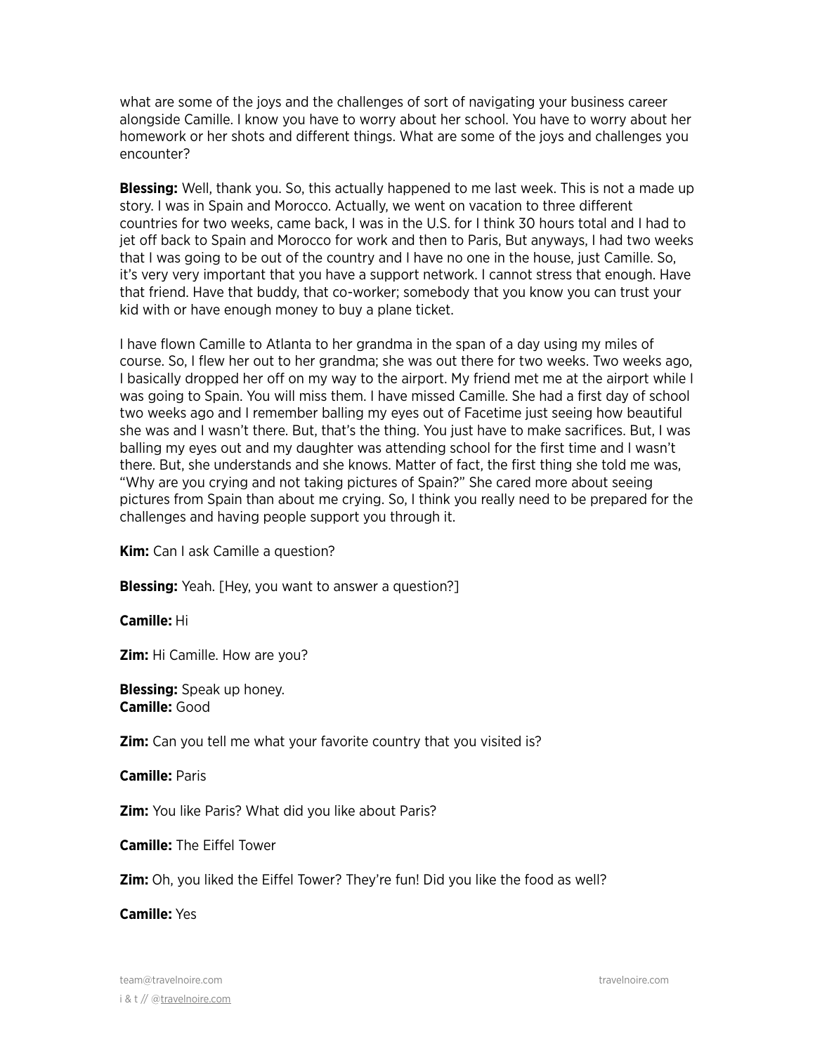what are some of the joys and the challenges of sort of navigating your business career alongside Camille. I know you have to worry about her school. You have to worry about her homework or her shots and different things. What are some of the joys and challenges you encounter?

**Blessing:** Well, thank you. So, this actually happened to me last week. This is not a made up story. I was in Spain and Morocco. Actually, we went on vacation to three different countries for two weeks, came back, I was in the U.S. for I think 30 hours total and I had to jet off back to Spain and Morocco for work and then to Paris, But anyways, I had two weeks that I was going to be out of the country and I have no one in the house, just Camille. So, it's very very important that you have a support network. I cannot stress that enough. Have that friend. Have that buddy, that co-worker; somebody that you know you can trust your kid with or have enough money to buy a plane ticket.

I have flown Camille to Atlanta to her grandma in the span of a day using my miles of course. So, I flew her out to her grandma; she was out there for two weeks. Two weeks ago, I basically dropped her off on my way to the airport. My friend met me at the airport while I was going to Spain. You will miss them. I have missed Camille. She had a first day of school two weeks ago and I remember balling my eyes out of Facetime just seeing how beautiful she was and I wasn't there. But, that's the thing. You just have to make sacrifices. But, I was balling my eyes out and my daughter was attending school for the first time and I wasn't there. But, she understands and she knows. Matter of fact, the first thing she told me was, "Why are you crying and not taking pictures of Spain?" She cared more about seeing pictures from Spain than about me crying. So, I think you really need to be prepared for the challenges and having people support you through it.

**Kim:** Can I ask Camille a question?

**Blessing:** Yeah. [Hey, you want to answer a question?]

**Camille:** Hi

**Zim:** Hi Camille. How are you?

**Blessing:** Speak up honey.
**Camille:** Good

**Zim:** Can you tell me what your favorite country that you visited is?

**Camille:** Paris

**Zim:** You like Paris? What did you like about Paris?

**Camille:** The Eiffel Tower

**Zim:** Oh, you liked the Eiffel Tower? They're fun! Did you like the food as well?

**Camille:** Yes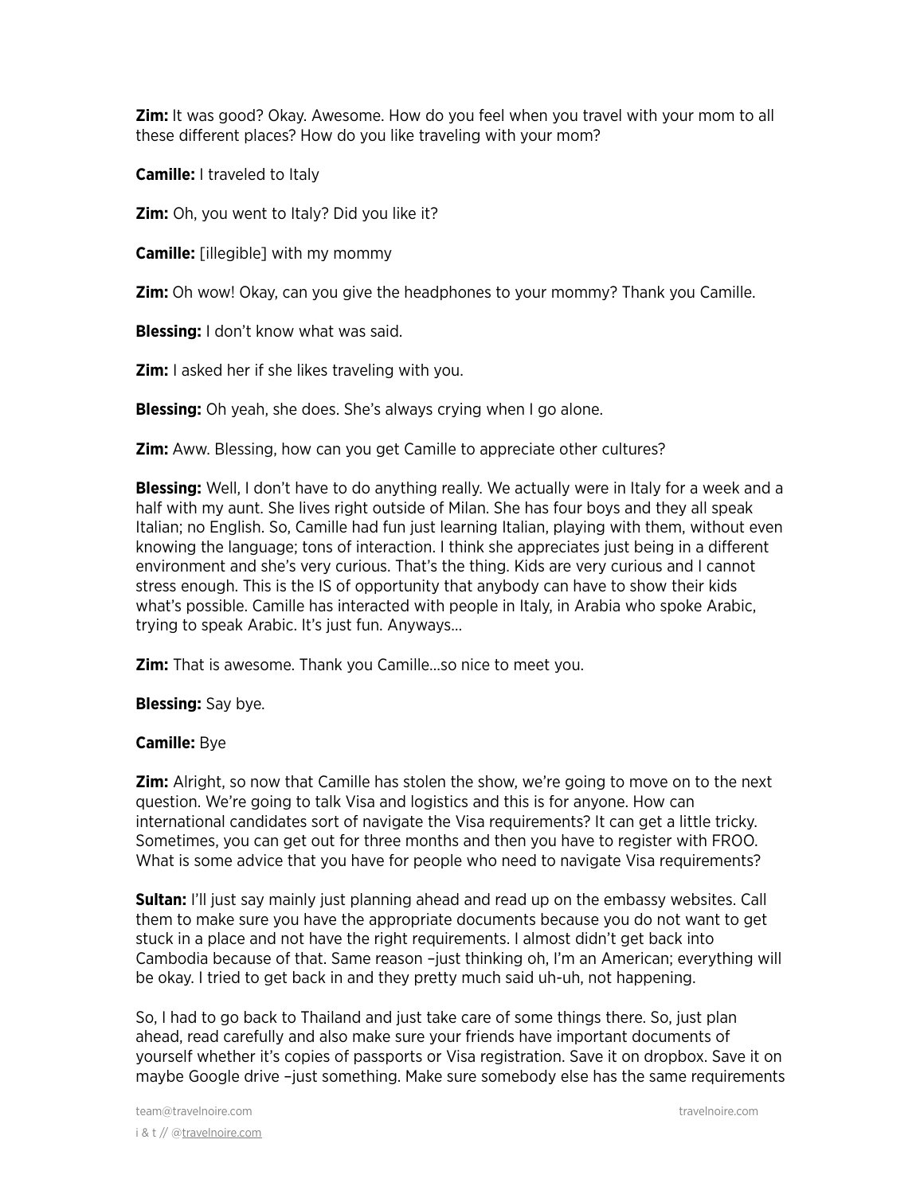**Zim:** It was good? Okay. Awesome. How do you feel when you travel with your mom to all these different places? How do you like traveling with your mom?

**Camille:** I traveled to Italy

**Zim:** Oh, you went to Italy? Did you like it?

**Camille:** [illegible] with my mommy

**Zim:** Oh wow! Okay, can you give the headphones to your mommy? Thank you Camille.

**Blessing:** I don't know what was said.

**Zim:** I asked her if she likes traveling with you.

**Blessing:** Oh yeah, she does. She's always crying when I go alone.

**Zim:** Aww. Blessing, how can you get Camille to appreciate other cultures?

**Blessing:** Well, I don't have to do anything really. We actually were in Italy for a week and a half with my aunt. She lives right outside of Milan. She has four boys and they all speak Italian; no English. So, Camille had fun just learning Italian, playing with them, without even knowing the language; tons of interaction. I think she appreciates just being in a different environment and she's very curious. That's the thing. Kids are very curious and I cannot stress enough. This is the IS of opportunity that anybody can have to show their kids what's possible. Camille has interacted with people in Italy, in Arabia who spoke Arabic, trying to speak Arabic. It's just fun. Anyways…

**Zim:** That is awesome. Thank you Camille…so nice to meet you.

**Blessing:** Say bye.

**Camille:** Bye

**Zim:** Alright, so now that Camille has stolen the show, we're going to move on to the next question. We're going to talk Visa and logistics and this is for anyone. How can international candidates sort of navigate the Visa requirements? It can get a little tricky. Sometimes, you can get out for three months and then you have to register with FROO. What is some advice that you have for people who need to navigate Visa requirements?

**Sultan:** I'll just say mainly just planning ahead and read up on the embassy websites. Call them to make sure you have the appropriate documents because you do not want to get stuck in a place and not have the right requirements. I almost didn't get back into Cambodia because of that. Same reason –just thinking oh, I'm an American; everything will be okay. I tried to get back in and they pretty much said uh-uh, not happening.

So, I had to go back to Thailand and just take care of some things there. So, just plan ahead, read carefully and also make sure your friends have important documents of yourself whether it's copies of passports or Visa registration. Save it on dropbox. Save it on maybe Google drive –just something. Make sure somebody else has the same requirements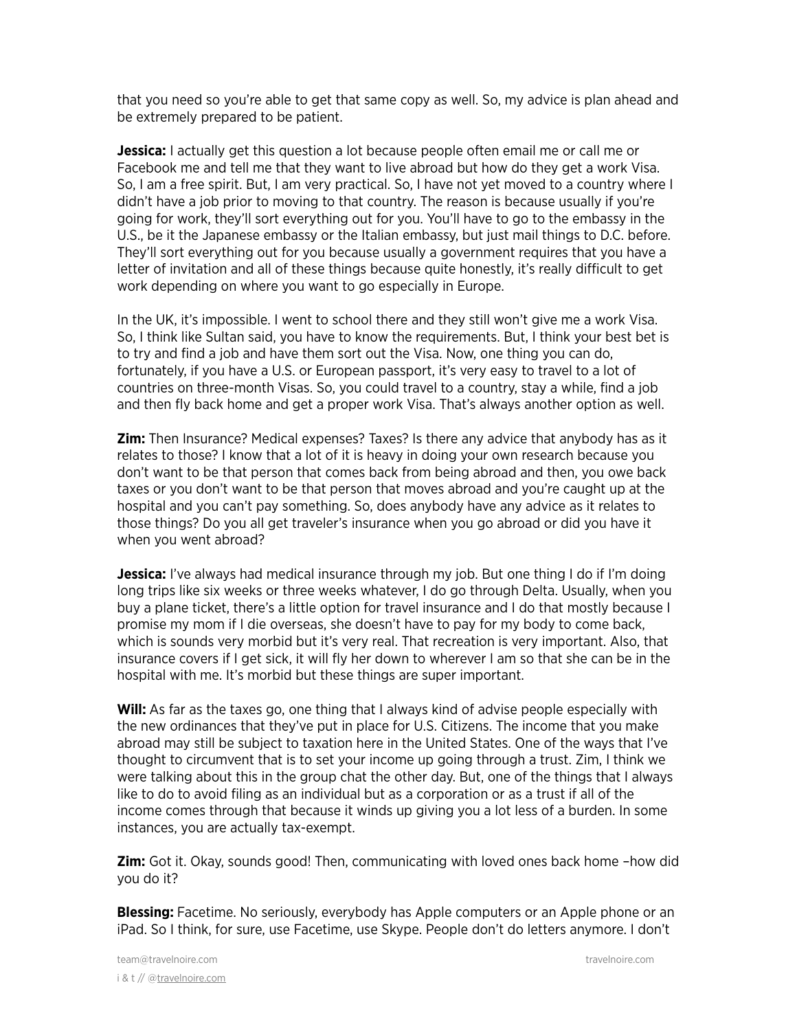that you need so you're able to get that same copy as well. So, my advice is plan ahead and be extremely prepared to be patient.

**Jessica:** I actually get this question a lot because people often email me or call me or Facebook me and tell me that they want to live abroad but how do they get a work Visa. So, I am a free spirit. But, I am very practical. So, I have not yet moved to a country where I didn't have a job prior to moving to that country. The reason is because usually if you're going for work, they'll sort everything out for you. You'll have to go to the embassy in the U.S., be it the Japanese embassy or the Italian embassy, but just mail things to D.C. before. They'll sort everything out for you because usually a government requires that you have a letter of invitation and all of these things because quite honestly, it's really difficult to get work depending on where you want to go especially in Europe.

In the UK, it's impossible. I went to school there and they still won't give me a work Visa. So, I think like Sultan said, you have to know the requirements. But, I think your best bet is to try and find a job and have them sort out the Visa. Now, one thing you can do, fortunately, if you have a U.S. or European passport, it's very easy to travel to a lot of countries on three-month Visas. So, you could travel to a country, stay a while, find a job and then fly back home and get a proper work Visa. That's always another option as well.

**Zim:** Then Insurance? Medical expenses? Taxes? Is there any advice that anybody has as it relates to those? I know that a lot of it is heavy in doing your own research because you don't want to be that person that comes back from being abroad and then, you owe back taxes or you don't want to be that person that moves abroad and you're caught up at the hospital and you can't pay something. So, does anybody have any advice as it relates to those things? Do you all get traveler's insurance when you go abroad or did you have it when you went abroad?

**Jessica:** I've always had medical insurance through my job. But one thing I do if I'm doing long trips like six weeks or three weeks whatever, I do go through Delta. Usually, when you buy a plane ticket, there's a little option for travel insurance and I do that mostly because I promise my mom if I die overseas, she doesn't have to pay for my body to come back, which is sounds very morbid but it's very real. That recreation is very important. Also, that insurance covers if I get sick, it will fly her down to wherever I am so that she can be in the hospital with me. It's morbid but these things are super important.

**Will:** As far as the taxes go, one thing that I always kind of advise people especially with the new ordinances that they've put in place for U.S. Citizens. The income that you make abroad may still be subject to taxation here in the United States. One of the ways that I've thought to circumvent that is to set your income up going through a trust. Zim, I think we were talking about this in the group chat the other day. But, one of the things that I always like to do to avoid filing as an individual but as a corporation or as a trust if all of the income comes through that because it winds up giving you a lot less of a burden. In some instances, you are actually tax-exempt.

**Zim:** Got it. Okay, sounds good! Then, communicating with loved ones back home –how did you do it?

**Blessing:** Facetime. No seriously, everybody has Apple computers or an Apple phone or an iPad. So I think, for sure, use Facetime, use Skype. People don't do letters anymore. I don't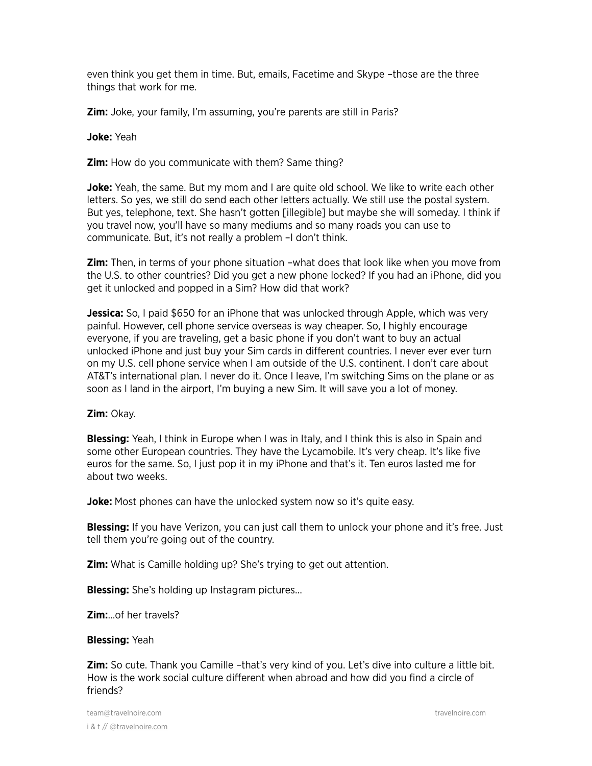even think you get them in time. But, emails, Facetime and Skype –those are the three things that work for me.

**Zim:** Joke, your family, I'm assuming, you're parents are still in Paris?

**Joke:** Yeah

**Zim:** How do you communicate with them? Same thing?

**Joke:** Yeah, the same. But my mom and I are quite old school. We like to write each other letters. So yes, we still do send each other letters actually. We still use the postal system. But yes, telephone, text. She hasn't gotten [illegible] but maybe she will someday. I think if you travel now, you'll have so many mediums and so many roads you can use to communicate. But, it's not really a problem –I don't think.

**Zim:** Then, in terms of your phone situation –what does that look like when you move from the U.S. to other countries? Did you get a new phone locked? If you had an iPhone, did you get it unlocked and popped in a Sim? How did that work?

**Jessica:** So, I paid $650 for an iPhone that was unlocked through Apple, which was very painful. However, cell phone service overseas is way cheaper. So, I highly encourage everyone, if you are traveling, get a basic phone if you don't want to buy an actual unlocked iPhone and just buy your Sim cards in different countries. I never ever ever turn on my U.S. cell phone service when I am outside of the U.S. continent. I don't care about AT&T's international plan. I never do it. Once I leave, I'm switching Sims on the plane or as soon as I land in the airport, I'm buying a new Sim. It will save you a lot of money.

**Zim:** Okay.

**Blessing:** Yeah, I think in Europe when I was in Italy, and I think this is also in Spain and some other European countries. They have the Lycamobile. It's very cheap. It's like five euros for the same. So, I just pop it in my iPhone and that's it. Ten euros lasted me for about two weeks.

**Joke:** Most phones can have the unlocked system now so it's quite easy.

**Blessing:** If you have Verizon, you can just call them to unlock your phone and it's free. Just tell them you're going out of the country.

**Zim:** What is Camille holding up? She's trying to get out attention.

**Blessing:** She's holding up Instagram pictures...

**Zim:**...of her travels?

**Blessing:** Yeah

**Zim:** So cute. Thank you Camille –that's very kind of you. Let's dive into culture a little bit. How is the work social culture different when abroad and how did you find a circle of friends?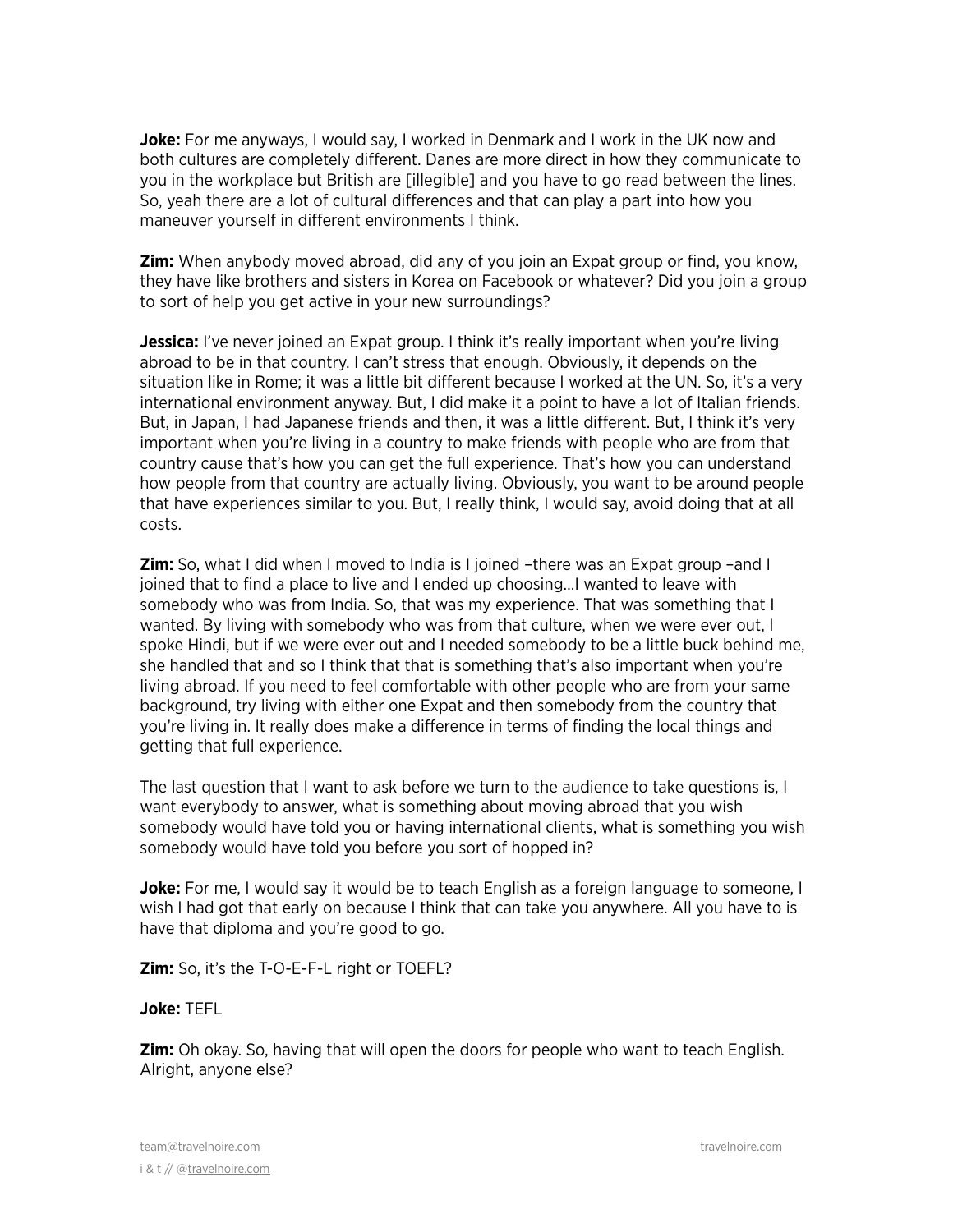**Joke:** For me anyways, I would say, I worked in Denmark and I work in the UK now and both cultures are completely different. Danes are more direct in how they communicate to you in the workplace but British are [illegible] and you have to go read between the lines. So, yeah there are a lot of cultural differences and that can play a part into how you maneuver yourself in different environments I think.

**Zim:** When anybody moved abroad, did any of you join an Expat group or find, you know, they have like brothers and sisters in Korea on Facebook or whatever? Did you join a group to sort of help you get active in your new surroundings?

**Jessica:** I've never joined an Expat group. I think it's really important when you're living abroad to be in that country. I can't stress that enough. Obviously, it depends on the situation like in Rome; it was a little bit different because I worked at the UN. So, it's a very international environment anyway. But, I did make it a point to have a lot of Italian friends. But, in Japan, I had Japanese friends and then, it was a little different. But, I think it's very important when you're living in a country to make friends with people who are from that country cause that's how you can get the full experience. That's how you can understand how people from that country are actually living. Obviously, you want to be around people that have experiences similar to you. But, I really think, I would say, avoid doing that at all costs.

**Zim:** So, what I did when I moved to India is I joined –there was an Expat group –and I joined that to find a place to live and I ended up choosing…I wanted to leave with somebody who was from India. So, that was my experience. That was something that I wanted. By living with somebody who was from that culture, when we were ever out, I spoke Hindi, but if we were ever out and I needed somebody to be a little buck behind me, she handled that and so I think that that is something that's also important when you're living abroad. If you need to feel comfortable with other people who are from your same background, try living with either one Expat and then somebody from the country that you're living in. It really does make a difference in terms of finding the local things and getting that full experience.

The last question that I want to ask before we turn to the audience to take questions is, I want everybody to answer, what is something about moving abroad that you wish somebody would have told you or having international clients, what is something you wish somebody would have told you before you sort of hopped in?

**Joke:** For me, I would say it would be to teach English as a foreign language to someone, I wish I had got that early on because I think that can take you anywhere. All you have to is have that diploma and you're good to go.

**Zim:** So, it's the T-O-E-F-L right or TOEFL?

**Joke:** TEFL

**Zim:** Oh okay. So, having that will open the doors for people who want to teach English. Alright, anyone else?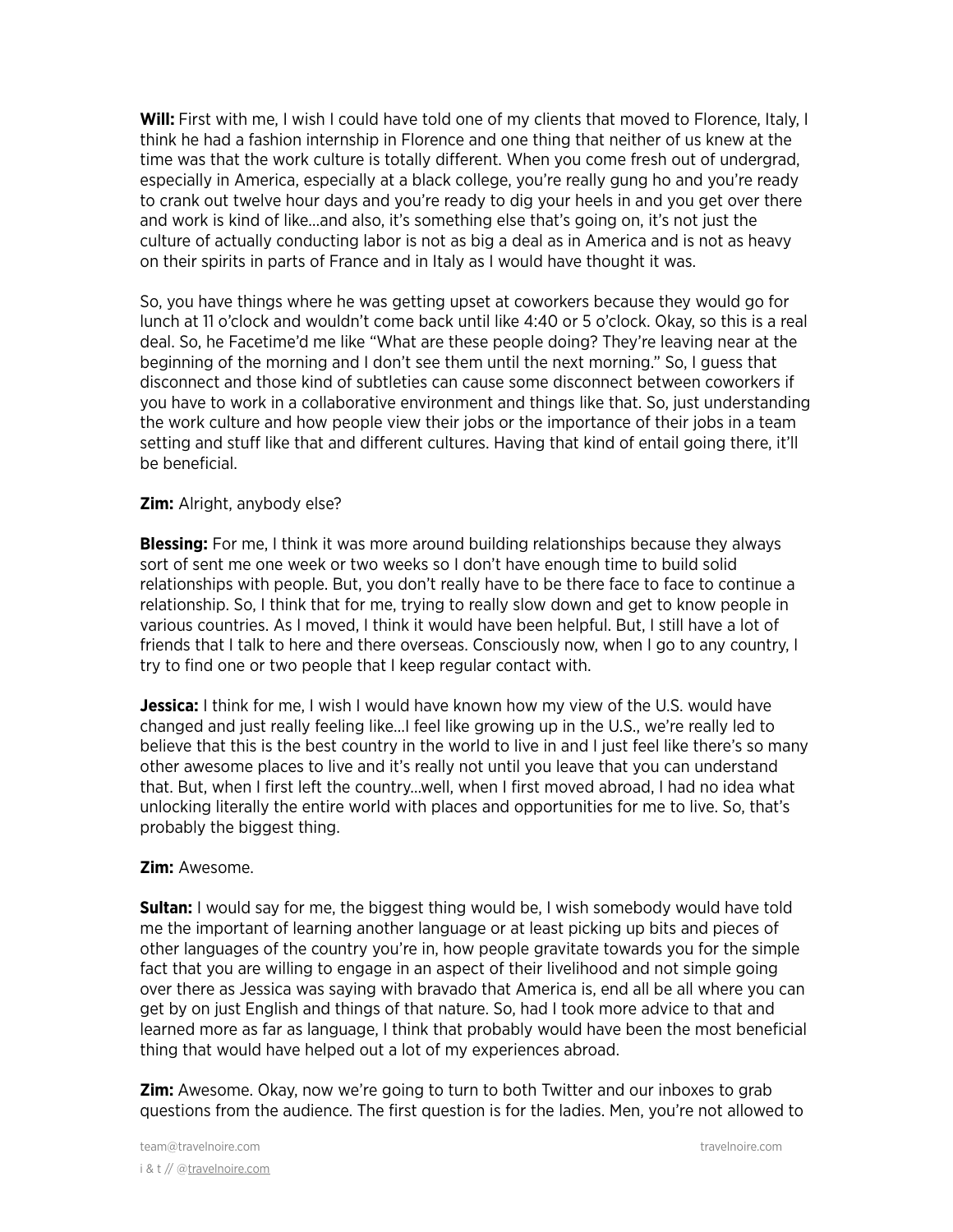**Will:** First with me, I wish I could have told one of my clients that moved to Florence, Italy, I think he had a fashion internship in Florence and one thing that neither of us knew at the time was that the work culture is totally different. When you come fresh out of undergrad, especially in America, especially at a black college, you're really gung ho and you're ready to crank out twelve hour days and you're ready to dig your heels in and you get over there and work is kind of like…and also, it's something else that's going on, it's not just the culture of actually conducting labor is not as big a deal as in America and is not as heavy on their spirits in parts of France and in Italy as I would have thought it was.

So, you have things where he was getting upset at coworkers because they would go for lunch at 11 o'clock and wouldn't come back until like 4:40 or 5 o'clock. Okay, so this is a real deal. So, he Facetime'd me like "What are these people doing? They're leaving near at the beginning of the morning and I don't see them until the next morning." So, I guess that disconnect and those kind of subtleties can cause some disconnect between coworkers if you have to work in a collaborative environment and things like that. So, just understanding the work culture and how people view their jobs or the importance of their jobs in a team setting and stuff like that and different cultures. Having that kind of entail going there, it'll be beneficial.

**Zim:** Alright, anybody else?

**Blessing:** For me, I think it was more around building relationships because they always sort of sent me one week or two weeks so I don't have enough time to build solid relationships with people. But, you don't really have to be there face to face to continue a relationship. So, I think that for me, trying to really slow down and get to know people in various countries. As I moved, I think it would have been helpful. But, I still have a lot of friends that I talk to here and there overseas. Consciously now, when I go to any country, I try to find one or two people that I keep regular contact with.

**Jessica:** I think for me, I wish I would have known how my view of the U.S. would have changed and just really feeling like…I feel like growing up in the U.S., we're really led to believe that this is the best country in the world to live in and I just feel like there's so many other awesome places to live and it's really not until you leave that you can understand that. But, when I first left the country…well, when I first moved abroad, I had no idea what unlocking literally the entire world with places and opportunities for me to live. So, that's probably the biggest thing.

**Zim:** Awesome.

**Sultan:** I would say for me, the biggest thing would be, I wish somebody would have told me the important of learning another language or at least picking up bits and pieces of other languages of the country you're in, how people gravitate towards you for the simple fact that you are willing to engage in an aspect of their livelihood and not simple going over there as Jessica was saying with bravado that America is, end all be all where you can get by on just English and things of that nature. So, had I took more advice to that and learned more as far as language, I think that probably would have been the most beneficial thing that would have helped out a lot of my experiences abroad.

**Zim:** Awesome. Okay, now we're going to turn to both Twitter and our inboxes to grab questions from the audience. The first question is for the ladies. Men, you're not allowed to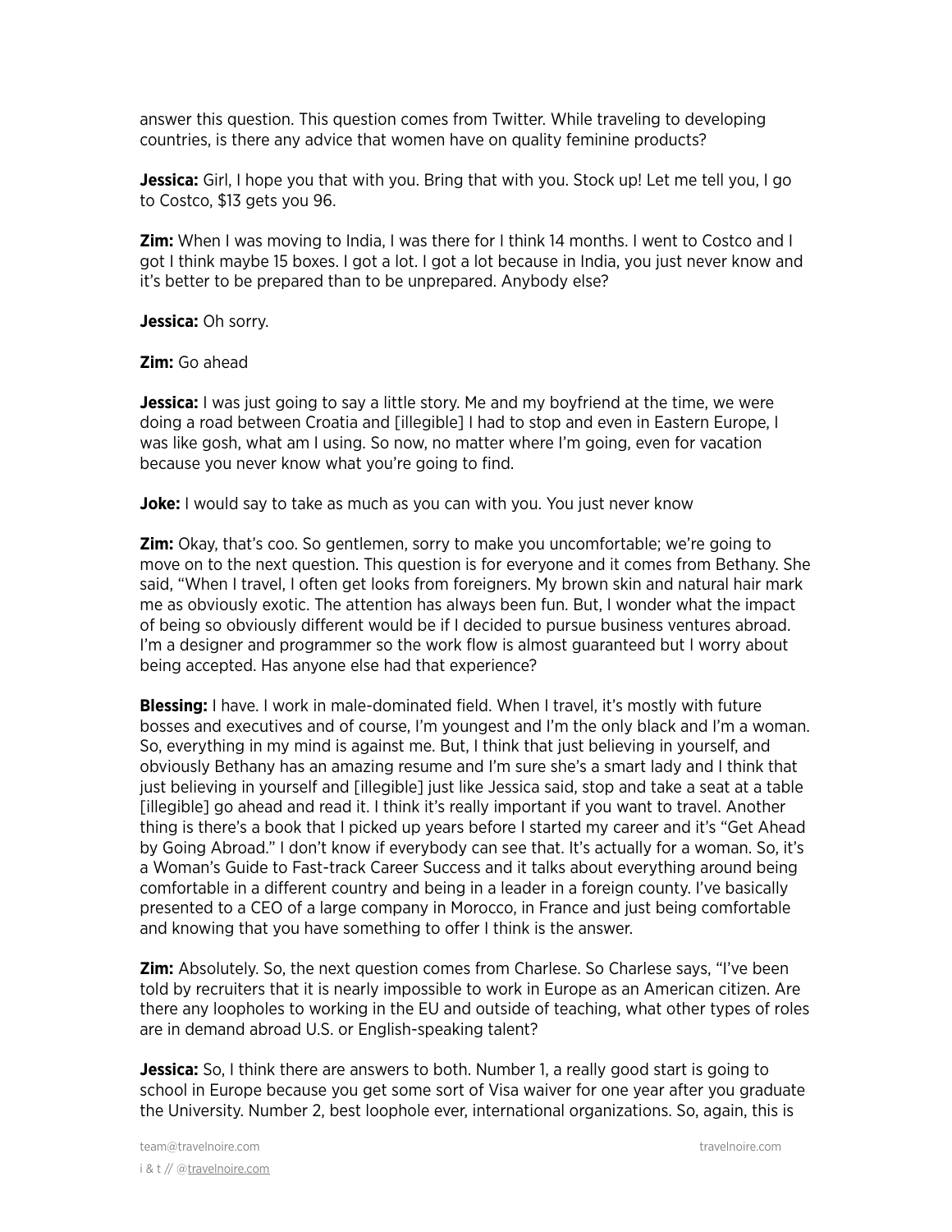answer this question. This question comes from Twitter. While traveling to developing countries, is there any advice that women have on quality feminine products?

**Jessica:** Girl, I hope you that with you. Bring that with you. Stock up! Let me tell you, I go to Costco, $13 gets you 96.

**Zim:** When I was moving to India, I was there for I think 14 months. I went to Costco and I got I think maybe 15 boxes. I got a lot. I got a lot because in India, you just never know and it's better to be prepared than to be unprepared. Anybody else?

**Jessica:** Oh sorry.

**Zim:** Go ahead

**Jessica:** I was just going to say a little story. Me and my boyfriend at the time, we were doing a road between Croatia and [illegible] I had to stop and even in Eastern Europe, I was like gosh, what am I using. So now, no matter where I'm going, even for vacation because you never know what you're going to find.

**Joke:** I would say to take as much as you can with you. You just never know

**Zim:** Okay, that's coo. So gentlemen, sorry to make you uncomfortable; we're going to move on to the next question. This question is for everyone and it comes from Bethany. She said, "When I travel, I often get looks from foreigners. My brown skin and natural hair mark me as obviously exotic. The attention has always been fun. But, I wonder what the impact of being so obviously different would be if I decided to pursue business ventures abroad. I'm a designer and programmer so the work flow is almost guaranteed but I worry about being accepted. Has anyone else had that experience?

**Blessing:** I have. I work in male-dominated field. When I travel, it's mostly with future bosses and executives and of course, I'm youngest and I'm the only black and I'm a woman. So, everything in my mind is against me. But, I think that just believing in yourself, and obviously Bethany has an amazing resume and I'm sure she's a smart lady and I think that just believing in yourself and [illegible] just like Jessica said, stop and take a seat at a table [illegible] go ahead and read it. I think it's really important if you want to travel. Another thing is there's a book that I picked up years before I started my career and it's "Get Ahead by Going Abroad." I don't know if everybody can see that. It's actually for a woman. So, it's a Woman's Guide to Fast-track Career Success and it talks about everything around being comfortable in a different country and being in a leader in a foreign county. I've basically presented to a CEO of a large company in Morocco, in France and just being comfortable and knowing that you have something to offer I think is the answer.

**Zim:** Absolutely. So, the next question comes from Charlese. So Charlese says, "I've been told by recruiters that it is nearly impossible to work in Europe as an American citizen. Are there any loopholes to working in the EU and outside of teaching, what other types of roles are in demand abroad U.S. or English-speaking talent?

**Jessica:** So, I think there are answers to both. Number 1, a really good start is going to school in Europe because you get some sort of Visa waiver for one year after you graduate the University. Number 2, best loophole ever, international organizations. So, again, this is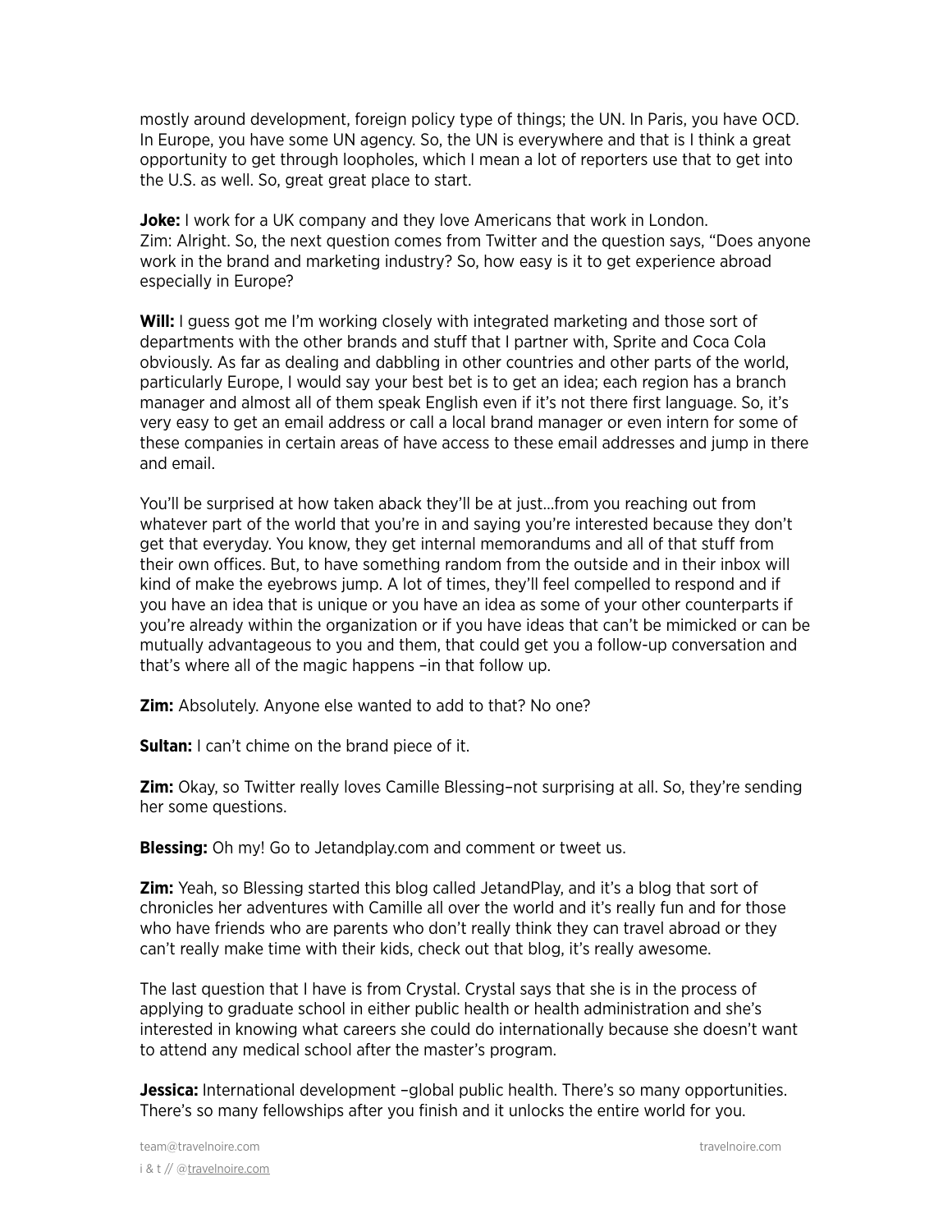mostly around development, foreign policy type of things; the UN. In Paris, you have OCD. In Europe, you have some UN agency. So, the UN is everywhere and that is I think a great opportunity to get through loopholes, which I mean a lot of reporters use that to get into the U.S. as well. So, great great place to start.

**Joke:** I work for a UK company and they love Americans that work in London.
Zim: Alright. So, the next question comes from Twitter and the question says, "Does anyone work in the brand and marketing industry? So, how easy is it to get experience abroad especially in Europe?

**Will:** I guess got me I'm working closely with integrated marketing and those sort of departments with the other brands and stuff that I partner with, Sprite and Coca Cola obviously. As far as dealing and dabbling in other countries and other parts of the world, particularly Europe, I would say your best bet is to get an idea; each region has a branch manager and almost all of them speak English even if it's not there first language. So, it's very easy to get an email address or call a local brand manager or even intern for some of these companies in certain areas of have access to these email addresses and jump in there and email.

You'll be surprised at how taken aback they'll be at just…from you reaching out from whatever part of the world that you're in and saying you're interested because they don't get that everyday. You know, they get internal memorandums and all of that stuff from their own offices. But, to have something random from the outside and in their inbox will kind of make the eyebrows jump. A lot of times, they'll feel compelled to respond and if you have an idea that is unique or you have an idea as some of your other counterparts if you're already within the organization or if you have ideas that can't be mimicked or can be mutually advantageous to you and them, that could get you a follow-up conversation and that's where all of the magic happens –in that follow up.

**Zim:** Absolutely. Anyone else wanted to add to that? No one?

**Sultan:** I can't chime on the brand piece of it.

**Zim:** Okay, so Twitter really loves Camille Blessing–not surprising at all. So, they're sending her some questions.

**Blessing:** Oh my! Go to Jetandplay.com and comment or tweet us.

**Zim:** Yeah, so Blessing started this blog called JetandPlay, and it's a blog that sort of chronicles her adventures with Camille all over the world and it's really fun and for those who have friends who are parents who don't really think they can travel abroad or they can't really make time with their kids, check out that blog, it's really awesome.

The last question that I have is from Crystal. Crystal says that she is in the process of applying to graduate school in either public health or health administration and she's interested in knowing what careers she could do internationally because she doesn't want to attend any medical school after the master's program.

**Jessica:** International development –global public health. There's so many opportunities. There's so many fellowships after you finish and it unlocks the entire world for you.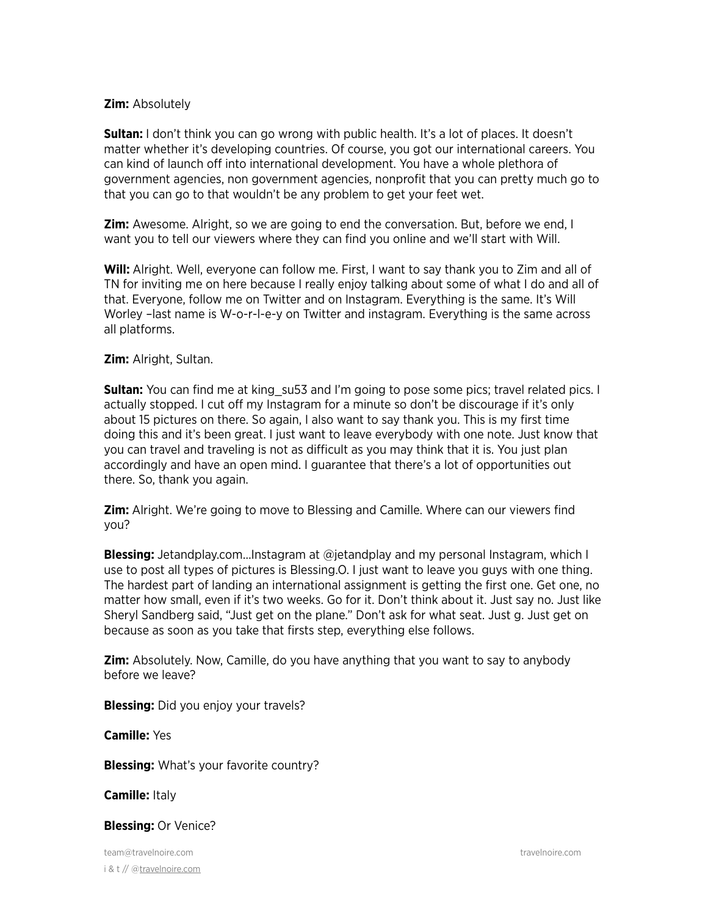**Zim:** Absolutely

**Sultan:** I don't think you can go wrong with public health. It's a lot of places. It doesn't matter whether it's developing countries. Of course, you got our international careers. You can kind of launch off into international development. You have a whole plethora of government agencies, non government agencies, nonprofit that you can pretty much go to that you can go to that wouldn't be any problem to get your feet wet.

**Zim:** Awesome. Alright, so we are going to end the conversation. But, before we end, I want you to tell our viewers where they can find you online and we'll start with Will.

**Will:** Alright. Well, everyone can follow me. First, I want to say thank you to Zim and all of TN for inviting me on here because I really enjoy talking about some of what I do and all of that. Everyone, follow me on Twitter and on Instagram. Everything is the same. It's Will Worley –last name is W-o-r-l-e-y on Twitter and instagram. Everything is the same across all platforms.

**Zim:** Alright, Sultan.

**Sultan:** You can find me at king_su53 and I'm going to pose some pics; travel related pics. I actually stopped. I cut off my Instagram for a minute so don't be discourage if it's only about 15 pictures on there. So again, I also want to say thank you. This is my first time doing this and it's been great. I just want to leave everybody with one note. Just know that you can travel and traveling is not as difficult as you may think that it is. You just plan accordingly and have an open mind. I guarantee that there's a lot of opportunities out there. So, thank you again.

**Zim:** Alright. We're going to move to Blessing and Camille. Where can our viewers find you?

**Blessing:** Jetandplay.com...Instagram at @jetandplay and my personal Instagram, which I use to post all types of pictures is Blessing.O. I just want to leave you guys with one thing. The hardest part of landing an international assignment is getting the first one. Get one, no matter how small, even if it's two weeks. Go for it. Don't think about it. Just say no. Just like Sheryl Sandberg said, "Just get on the plane." Don't ask for what seat. Just g. Just get on because as soon as you take that firsts step, everything else follows.

**Zim:** Absolutely. Now, Camille, do you have anything that you want to say to anybody before we leave?

**Blessing:** Did you enjoy your travels?

**Camille:** Yes

**Blessing:** What's your favorite country?

**Camille:** Italy

**Blessing:** Or Venice?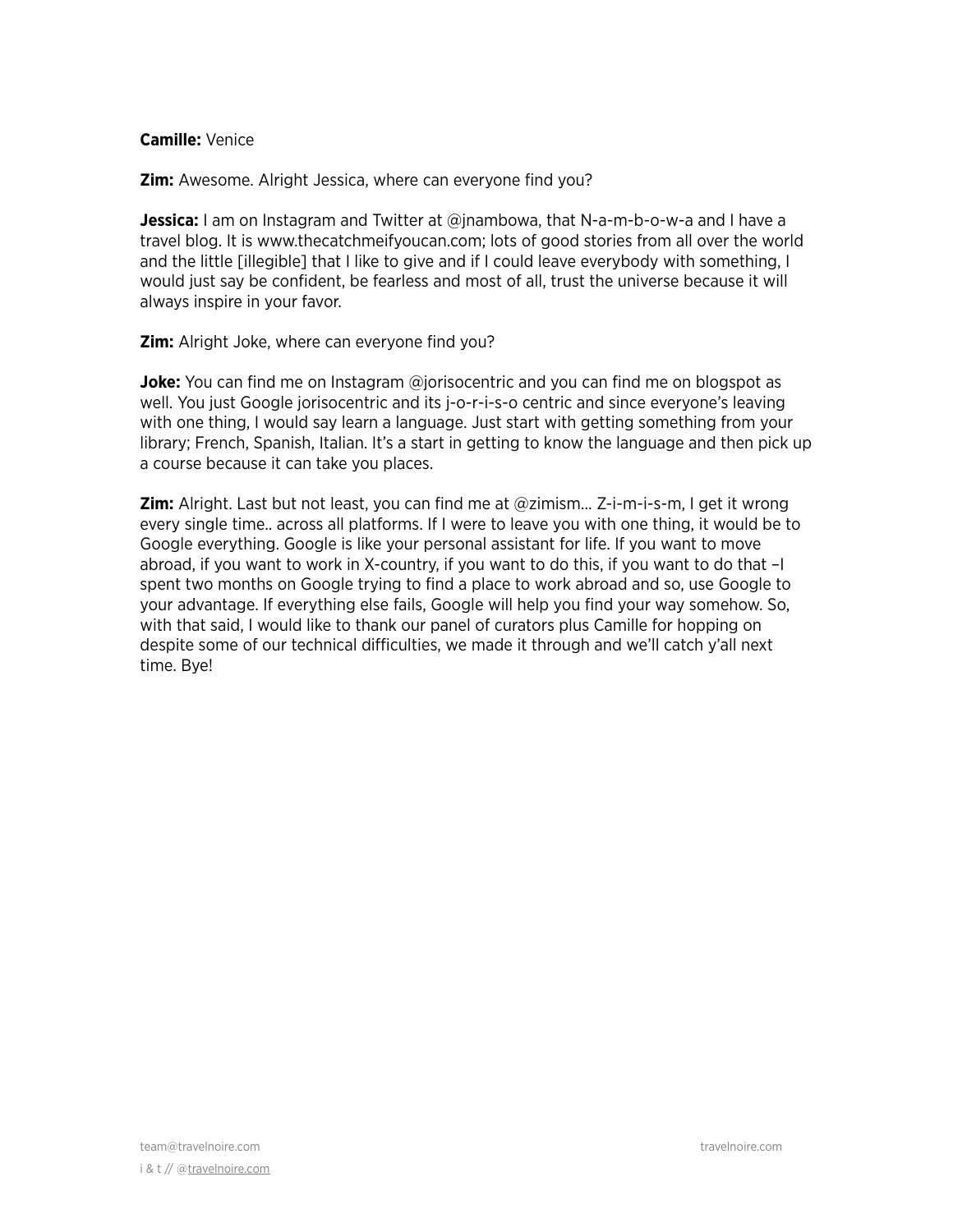**Camille:** Venice

**Zim:** Awesome. Alright Jessica, where can everyone find you?

**Jessica:** I am on Instagram and Twitter at @jnambowa, that N-a-m-b-o-w-a and I have a travel blog. It is www.thecatchmeifyoucan.com; lots of good stories from all over the world and the little [illegible] that I like to give and if I could leave everybody with something, I would just say be confident, be fearless and most of all, trust the universe because it will always inspire in your favor.

**Zim:** Alright Joke, where can everyone find you?

**Joke:** You can find me on Instagram @jorisocentric and you can find me on blogspot as well. You just Google jorisocentric and its j-o-r-i-s-o centric and since everyone's leaving with one thing, I would say learn a language. Just start with getting something from your library; French, Spanish, Italian. It's a start in getting to know the language and then pick up a course because it can take you places.

**Zim:** Alright. Last but not least, you can find me at @zimism... Z-i-m-i-s-m, I get it wrong every single time.. across all platforms. If I were to leave you with one thing, it would be to Google everything. Google is like your personal assistant for life. If you want to move abroad, if you want to work in X-country, if you want to do this, if you want to do that –I spent two months on Google trying to find a place to work abroad and so, use Google to your advantage. If everything else fails, Google will help you find your way somehow. So, with that said, I would like to thank our panel of curators plus Camille for hopping on despite some of our technical difficulties, we made it through and we'll catch y'all next time. Bye!